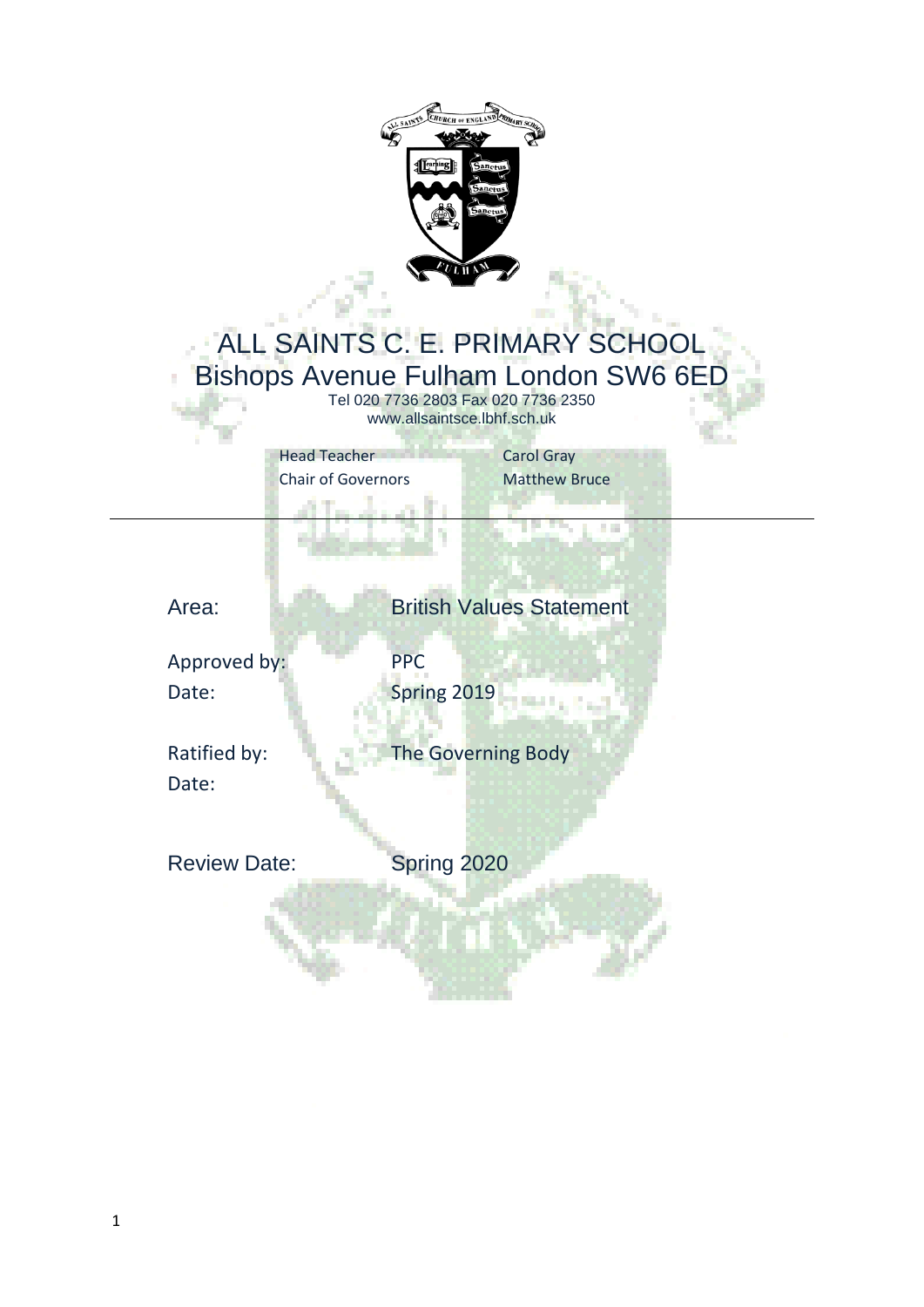# ALL SAINTS C. E. PRIMARY SCHOOL

## Bishops Avenue Fulham London SW6 6ED

Tel 020 7736 2803 Fax 020 7736 2350
www.allsaintsce.lbhf.sch.uk

| | |
|---|---|
| Head Teacher | Carol Gray |
| Chair of Governors | Matthew Bruce |

---

| | |
|---|---|
| Area: | British Values Statement |
| Approved by: | PPC |
| Date: | Spring 2019 |
| Ratified by: | The Governing Body |
| Date: | |
| Review Date: | Spring 2020 |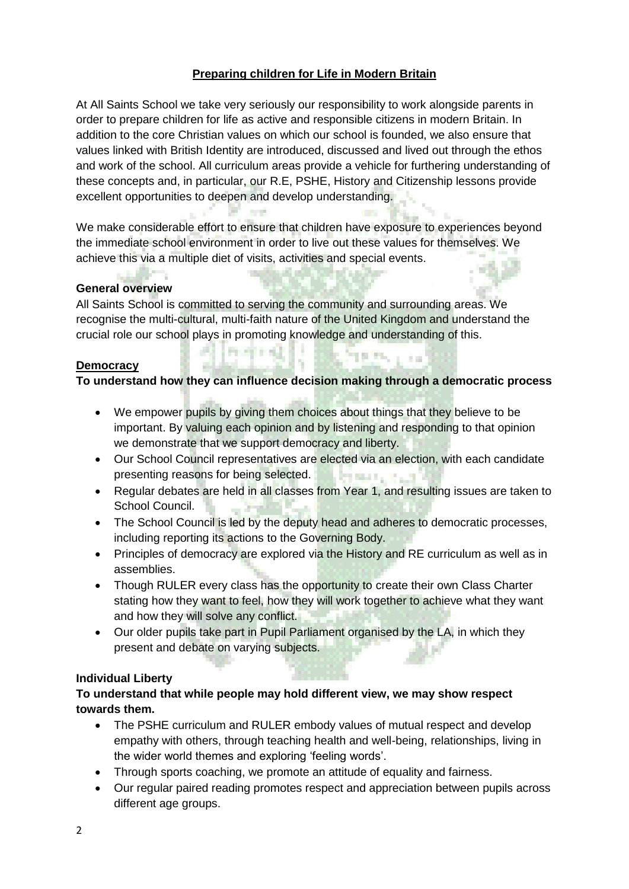## Preparing children for Life in Modern Britain

At All Saints School we take very seriously our responsibility to work alongside parents in order to prepare children for life as active and responsible citizens in modern Britain. In addition to the core Christian values on which our school is founded, we also ensure that values linked with British Identity are introduced, discussed and lived out through the ethos and work of the school. All curriculum areas provide a vehicle for furthering understanding of these concepts and, in particular, our R.E, PSHE, History and Citizenship lessons provide excellent opportunities to deepen and develop understanding.

We make considerable effort to ensure that children have exposure to experiences beyond the immediate school environment in order to live out these values for themselves. We achieve this via a multiple diet of visits, activities and special events.

### General overview

All Saints School is committed to serving the community and surrounding areas. We recognise the multi-cultural, multi-faith nature of the United Kingdom and understand the crucial role our school plays in promoting knowledge and understanding of this.

### Democracy

**To understand how they can influence decision making through a democratic process**

- We empower pupils by giving them choices about things that they believe to be important. By valuing each opinion and by listening and responding to that opinion we demonstrate that we support democracy and liberty.
- Our School Council representatives are elected via an election, with each candidate presenting reasons for being selected.
- Regular debates are held in all classes from Year 1, and resulting issues are taken to School Council.
- The School Council is led by the deputy head and adheres to democratic processes, including reporting its actions to the Governing Body.
- Principles of democracy are explored via the History and RE curriculum as well as in assemblies.
- Though RULER every class has the opportunity to create their own Class Charter stating how they want to feel, how they will work together to achieve what they want and how they will solve any conflict.
- Our older pupils take part in Pupil Parliament organised by the LA, in which they present and debate on varying subjects.

### Individual Liberty

**To understand that while people may hold different view, we may show respect towards them.**

- The PSHE curriculum and RULER embody values of mutual respect and develop empathy with others, through teaching health and well-being, relationships, living in the wider world themes and exploring 'feeling words'.
- Through sports coaching, we promote an attitude of equality and fairness.
- Our regular paired reading promotes respect and appreciation between pupils across different age groups.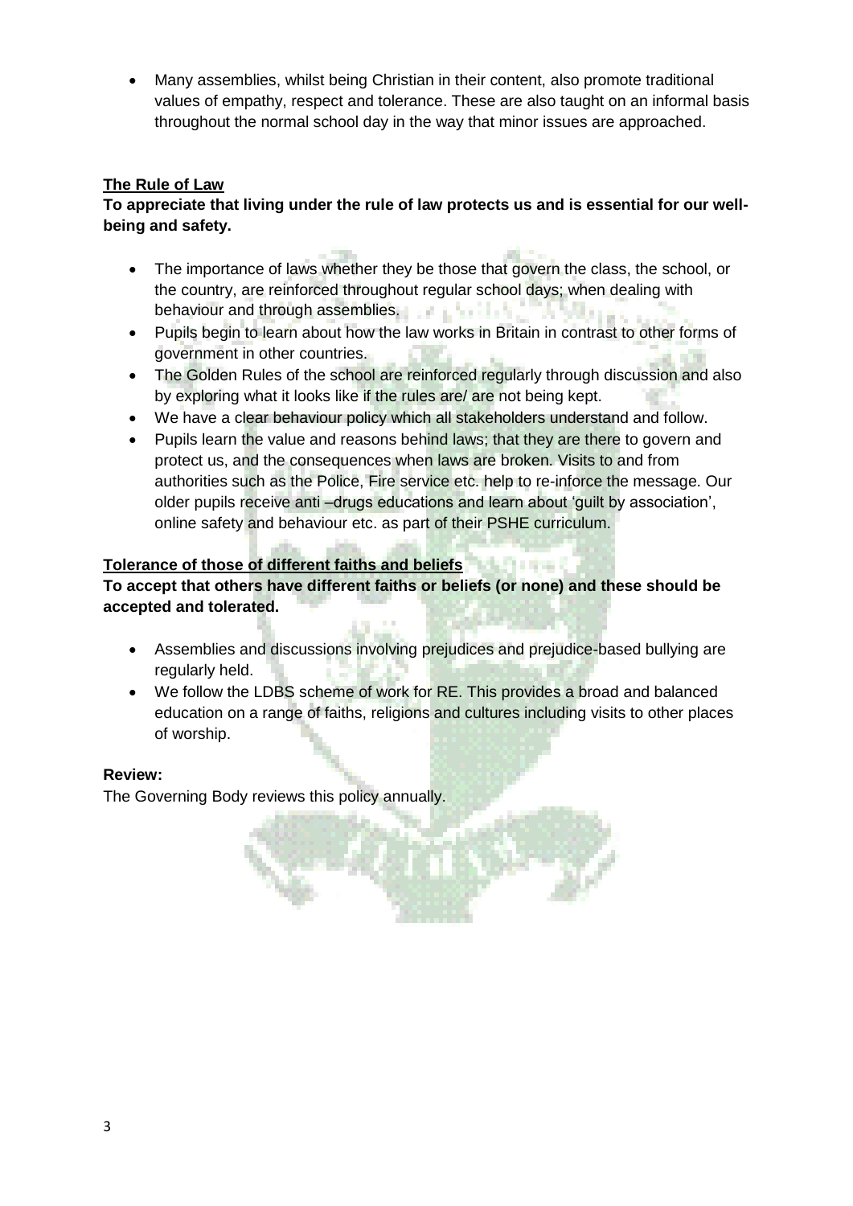- Many assemblies, whilst being Christian in their content, also promote traditional values of empathy, respect and tolerance. These are also taught on an informal basis throughout the normal school day in the way that minor issues are approached.

**The Rule of Law**

**To appreciate that living under the rule of law protects us and is essential for our well-being and safety.**

- The importance of laws whether they be those that govern the class, the school, or the country, are reinforced throughout regular school days; when dealing with behaviour and through assemblies.
- Pupils begin to learn about how the law works in Britain in contrast to other forms of government in other countries.
- The Golden Rules of the school are reinforced regularly through discussion and also by exploring what it looks like if the rules are/ are not being kept.
- We have a clear behaviour policy which all stakeholders understand and follow.
- Pupils learn the value and reasons behind laws; that they are there to govern and protect us, and the consequences when laws are broken. Visits to and from authorities such as the Police, Fire service etc. help to re-inforce the message. Our older pupils receive anti –drugs educations and learn about 'guilt by association', online safety and behaviour etc. as part of their PSHE curriculum.

**Tolerance of those of different faiths and beliefs**

**To accept that others have different faiths or beliefs (or none) and these should be accepted and tolerated.**

- Assemblies and discussions involving prejudices and prejudice-based bullying are regularly held.
- We follow the LDBS scheme of work for RE. This provides a broad and balanced education on a range of faiths, religions and cultures including visits to other places of worship.

**Review:**

The Governing Body reviews this policy annually.